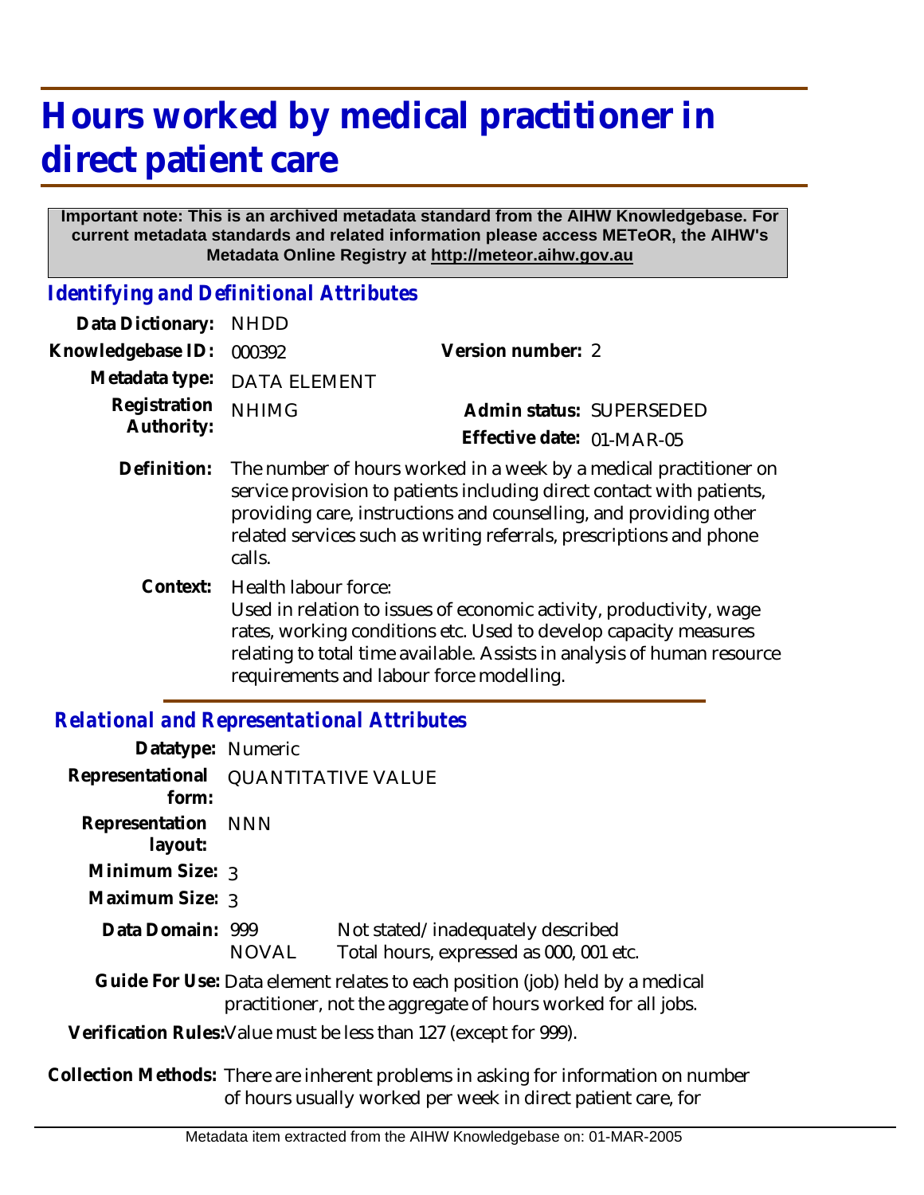# Hours worked by medical practitioner in direct patient care

**Important note: This is an archived metadata standard from the AIHW Knowledgebase. For current metadata standards and related information please access METeOR, the AIHW's Metadata Online Registry at http://meteor.aihw.gov.au**

## *Identifying and Definitional Attributes*

**Data Dictionary:** NHDD

**Knowledgebase ID:** 000392

**Version number:** 2

**Metadata type:** DATA ELEMENT

**Registration Authority:** NHIMG

**Admin status:** SUPERSEDED

**Effective date:** 01-MAR-05

**Definition:** The number of hours worked in a week by a medical practitioner on service provision to patients including direct contact with patients, providing care, instructions and counselling, and providing other related services such as writing referrals, prescriptions and phone calls.

**Context:** Health labour force:
Used in relation to issues of economic activity, productivity, wage rates, working conditions etc. Used to develop capacity measures relating to total time available. Assists in analysis of human resource requirements and labour force modelling.

## *Relational and Representational Attributes*

**Datatype:** Numeric

**Representational form:** QUANTITATIVE VALUE

**Representation layout:** NNN

**Minimum Size:** 3

**Maximum Size:** 3

**Data Domain:**

| | |
|---|---|
| 999 | Not stated/inadequately described |
| NOVAL | Total hours, expressed as 000, 001 etc. |

**Guide For Use:** Data element relates to each position (job) held by a medical practitioner, not the aggregate of hours worked for all jobs.

**Verification Rules:** Value must be less than 127 (except for 999).

**Collection Methods:** There are inherent problems in asking for information on number of hours usually worked per week in direct patient care, for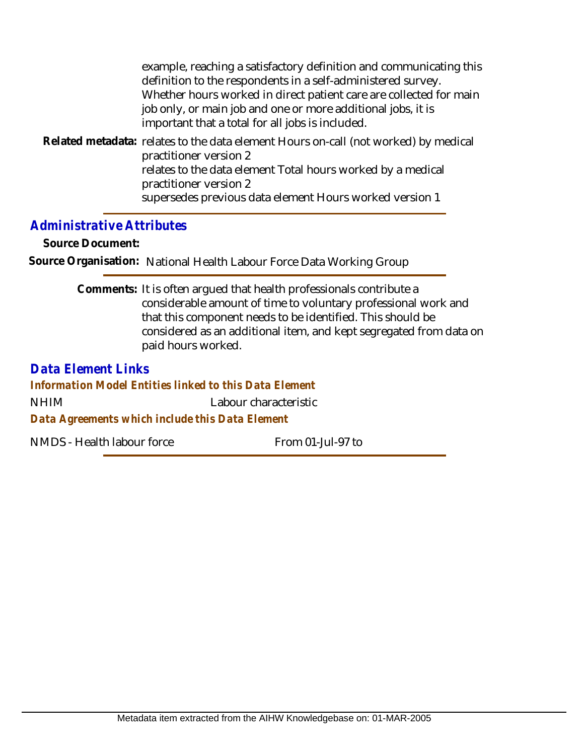example, reaching a satisfactory definition and communicating this definition to the respondents in a self-administered survey. Whether hours worked in direct patient care are collected for main job only, or main job and one or more additional jobs, it is important that a total for all jobs is included.

**Related metadata:** relates to the data element Hours on-call (not worked) by medical practitioner version 2
relates to the data element Total hours worked by a medical practitioner version 2
supersedes previous data element Hours worked version 1

## Administrative Attributes

**Source Document:**

**Source Organisation:** National Health Labour Force Data Working Group

**Comments:** It is often argued that health professionals contribute a considerable amount of time to voluntary professional work and that this component needs to be identified. This should be considered as an additional item, and kept segregated from data on paid hours worked.

## Data Element Links

### Information Model Entities linked to this Data Element

NHIM Labour characteristic

### Data Agreements which include this Data Element

NMDS - Health labour force From 01-Jul-97 to